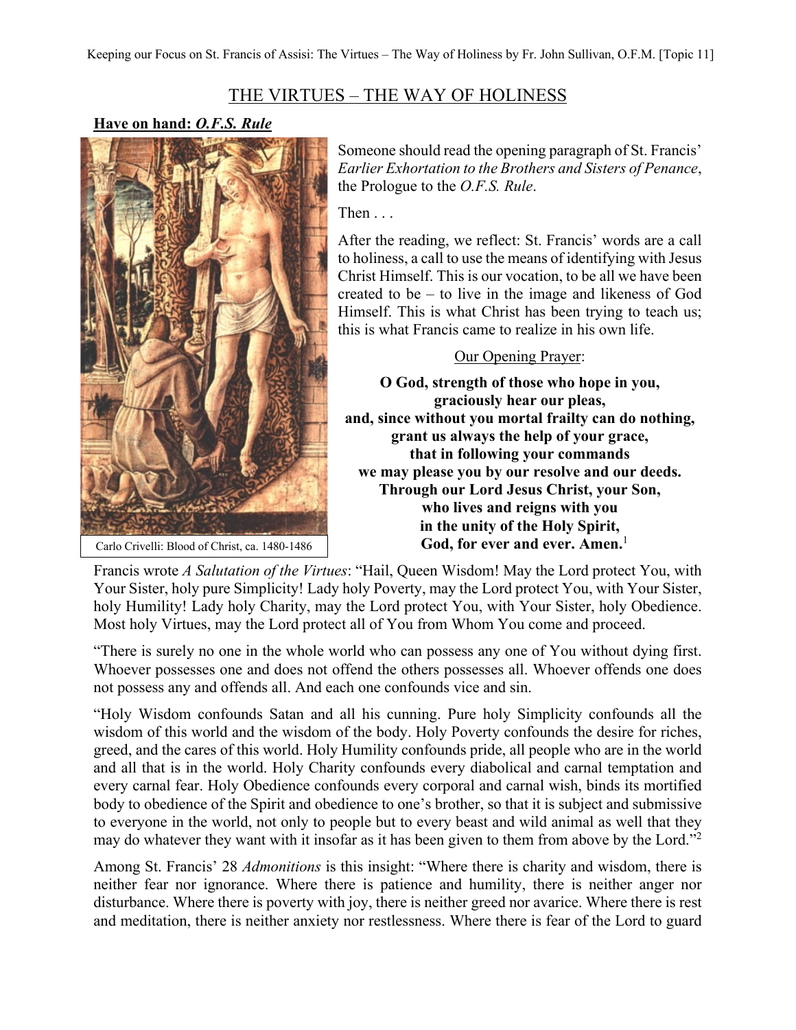# THE VIRTUES – THE WAY OF HOLINESS

**Have on hand: *O.F.S. Rule***

Carlo Crivelli: Blood of Christ, ca. 1480-1486

Someone should read the opening paragraph of St. Francis' *Earlier Exhortation to the Brothers and Sisters of Penance*, the Prologue to the *O.F.S. Rule*.

Then . . .

After the reading, we reflect: St. Francis' words are a call to holiness, a call to use the means of identifying with Jesus Christ Himself. This is our vocation, to be all we have been created to be – to live in the image and likeness of God Himself. This is what Christ has been trying to teach us; this is what Francis came to realize in his own life.

Our Opening Prayer:

**O God, strength of those who hope in you,**
**graciously hear our pleas,**
**and, since without you mortal frailty can do nothing,**
**grant us always the help of your grace,**
**that in following your commands**
**we may please you by our resolve and our deeds.**
**Through our Lord Jesus Christ, your Son,**
**who lives and reigns with you**
**in the unity of the Holy Spirit,**
**God, for ever and ever. Amen.**[1]

Francis wrote *A Salutation of the Virtues*: "Hail, Queen Wisdom! May the Lord protect You, with Your Sister, holy pure Simplicity! Lady holy Poverty, may the Lord protect You, with Your Sister, holy Humility! Lady holy Charity, may the Lord protect You, with Your Sister, holy Obedience. Most holy Virtues, may the Lord protect all of You from Whom You come and proceed.

"There is surely no one in the whole world who can possess any one of You without dying first. Whoever possesses one and does not offend the others possesses all. Whoever offends one does not possess any and offends all. And each one confounds vice and sin.

"Holy Wisdom confounds Satan and all his cunning. Pure holy Simplicity confounds all the wisdom of this world and the wisdom of the body. Holy Poverty confounds the desire for riches, greed, and the cares of this world. Holy Humility confounds pride, all people who are in the world and all that is in the world. Holy Charity confounds every diabolical and carnal temptation and every carnal fear. Holy Obedience confounds every corporal and carnal wish, binds its mortified body to obedience of the Spirit and obedience to one's brother, so that it is subject and submissive to everyone in the world, not only to people but to every beast and wild animal as well that they may do whatever they want with it insofar as it has been given to them from above by the Lord."[2]

Among St. Francis' 28 *Admonitions* is this insight: "Where there is charity and wisdom, there is neither fear nor ignorance. Where there is patience and humility, there is neither anger nor disturbance. Where there is poverty with joy, there is neither greed nor avarice. Where there is rest and meditation, there is neither anxiety nor restlessness. Where there is fear of the Lord to guard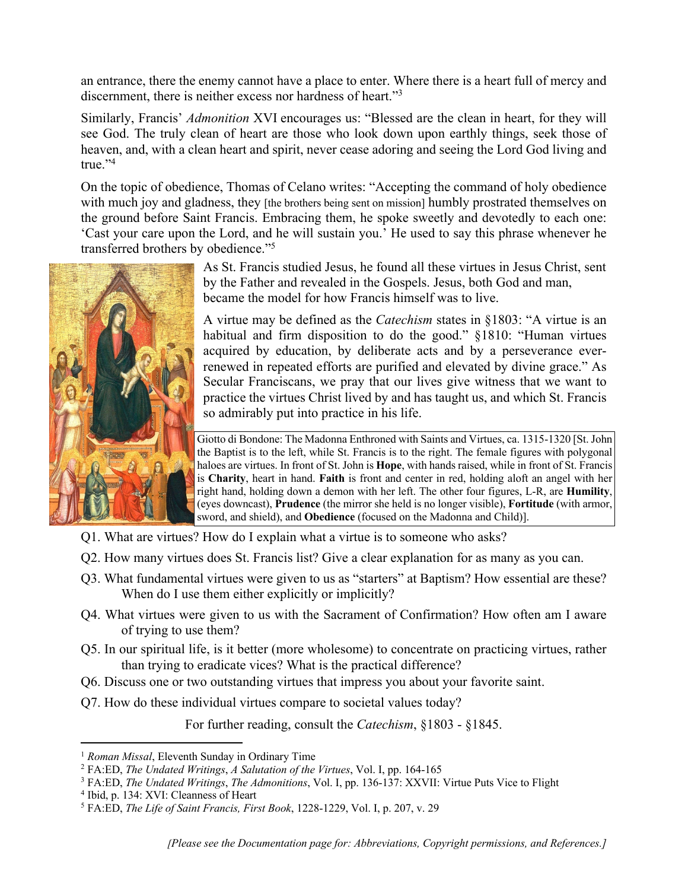an entrance, there the enemy cannot have a place to enter. Where there is a heart full of mercy and discernment, there is neither excess nor hardness of heart."[3]

Similarly, Francis' *Admonition* XVI encourages us: "Blessed are the clean in heart, for they will see God. The truly clean of heart are those who look down upon earthly things, seek those of heaven, and, with a clean heart and spirit, never cease adoring and seeing the Lord God living and true."[4]

On the topic of obedience, Thomas of Celano writes: "Accepting the command of holy obedience with much joy and gladness, they [the brothers being sent on mission] humbly prostrated themselves on the ground before Saint Francis. Embracing them, he spoke sweetly and devotedly to each one: 'Cast your care upon the Lord, and he will sustain you.' He used to say this phrase whenever he transferred brothers by obedience."[5]

As St. Francis studied Jesus, he found all these virtues in Jesus Christ, sent by the Father and revealed in the Gospels. Jesus, both God and man, became the model for how Francis himself was to live.

A virtue may be defined as the *Catechism* states in §1803: "A virtue is an habitual and firm disposition to do the good." §1810: "Human virtues acquired by education, by deliberate acts and by a perseverance ever-renewed in repeated efforts are purified and elevated by divine grace." As Secular Franciscans, we pray that our lives give witness that we want to practice the virtues Christ lived by and has taught us, and which St. Francis so admirably put into practice in his life.

Giotto di Bondone: The Madonna Enthroned with Saints and Virtues, ca. 1315-1320 [St. John the Baptist is to the left, while St. Francis is to the right. The female figures with polygonal haloes are virtues. In front of St. John is **Hope**, with hands raised, while in front of St. Francis is **Charity**, heart in hand. **Faith** is front and center in red, holding aloft an angel with her right hand, holding down a demon with her left. The other four figures, L-R, are **Humility**, (eyes downcast), **Prudence** (the mirror she held is no longer visible), **Fortitude** (with armor, sword, and shield), and **Obedience** (focused on the Madonna and Child)].

Q1. What are virtues? How do I explain what a virtue is to someone who asks?

Q2. How many virtues does St. Francis list? Give a clear explanation for as many as you can.

Q3. What fundamental virtues were given to us as "starters" at Baptism? How essential are these? When do I use them either explicitly or implicitly?

Q4. What virtues were given to us with the Sacrament of Confirmation? How often am I aware of trying to use them?

Q5. In our spiritual life, is it better (more wholesome) to concentrate on practicing virtues, rather than trying to eradicate vices? What is the practical difference?

Q6. Discuss one or two outstanding virtues that impress you about your favorite saint.

Q7. How do these individual virtues compare to societal values today?

For further reading, consult the *Catechism*, §1803 - §1845.

---

[1] *Roman Missal*, Eleventh Sunday in Ordinary Time

[2] FA:ED, *The Undated Writings*, *A Salutation of the Virtues*, Vol. I, pp. 164-165

[3] FA:ED, *The Undated Writings*, *The Admonitions*, Vol. I, pp. 136-137: XXVII: Virtue Puts Vice to Flight

[4] Ibid, p. 134: XVI: Cleanness of Heart

[5] FA:ED, *The Life of Saint Francis, First Book*, 1228-1229, Vol. I, p. 207, v. 29

*[Please see the Documentation page for: Abbreviations, Copyright permissions, and References.]*